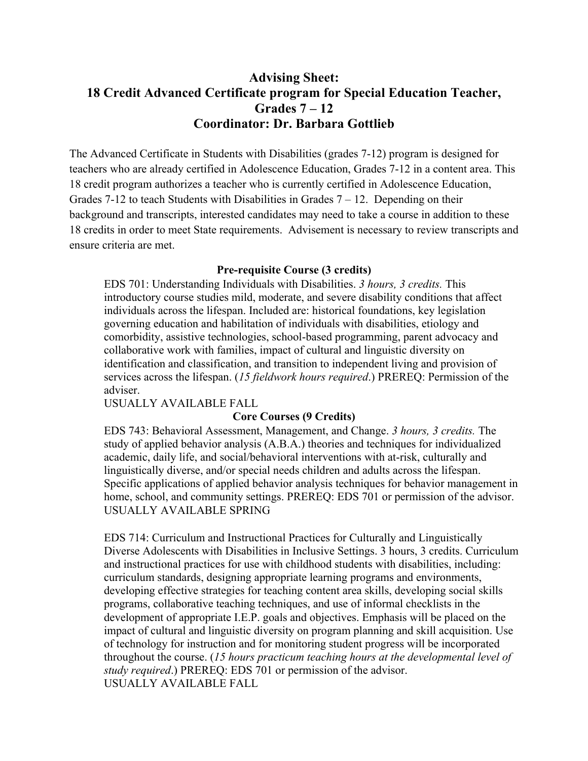# Advising Sheet:
# 18 Credit Advanced Certificate program for Special Education Teacher, Grades 7 – 12
# Coordinator: Dr. Barbara Gottlieb

The Advanced Certificate in Students with Disabilities (grades 7-12) program is designed for teachers who are already certified in Adolescence Education, Grades 7-12 in a content area. This 18 credit program authorizes a teacher who is currently certified in Adolescence Education, Grades 7-12 to teach Students with Disabilities in Grades 7 – 12. Depending on their background and transcripts, interested candidates may need to take a course in addition to these 18 credits in order to meet State requirements. Advisement is necessary to review transcripts and ensure criteria are met.

**Pre-requisite Course (3 credits)**

EDS 701: Understanding Individuals with Disabilities. *3 hours, 3 credits.* This introductory course studies mild, moderate, and severe disability conditions that affect individuals across the lifespan. Included are: historical foundations, key legislation governing education and habilitation of individuals with disabilities, etiology and comorbidity, assistive technologies, school-based programming, parent advocacy and collaborative work with families, impact of cultural and linguistic diversity on identification and classification, and transition to independent living and provision of services across the lifespan. (*15 fieldwork hours required*.) PREREQ: Permission of the adviser.
USUALLY AVAILABLE FALL

**Core Courses (9 Credits)**

EDS 743: Behavioral Assessment, Management, and Change. *3 hours, 3 credits.* The study of applied behavior analysis (A.B.A.) theories and techniques for individualized academic, daily life, and social/behavioral interventions with at-risk, culturally and linguistically diverse, and/or special needs children and adults across the lifespan. Specific applications of applied behavior analysis techniques for behavior management in home, school, and community settings. PREREQ: EDS 701 or permission of the advisor.
USUALLY AVAILABLE SPRING

EDS 714: Curriculum and Instructional Practices for Culturally and Linguistically Diverse Adolescents with Disabilities in Inclusive Settings. 3 hours, 3 credits. Curriculum and instructional practices for use with childhood students with disabilities, including: curriculum standards, designing appropriate learning programs and environments, developing effective strategies for teaching content area skills, developing social skills programs, collaborative teaching techniques, and use of informal checklists in the development of appropriate I.E.P. goals and objectives. Emphasis will be placed on the impact of cultural and linguistic diversity on program planning and skill acquisition. Use of technology for instruction and for monitoring student progress will be incorporated throughout the course. (*15 hours practicum teaching hours at the developmental level of study required*.) PREREQ: EDS 701 or permission of the advisor.
USUALLY AVAILABLE FALL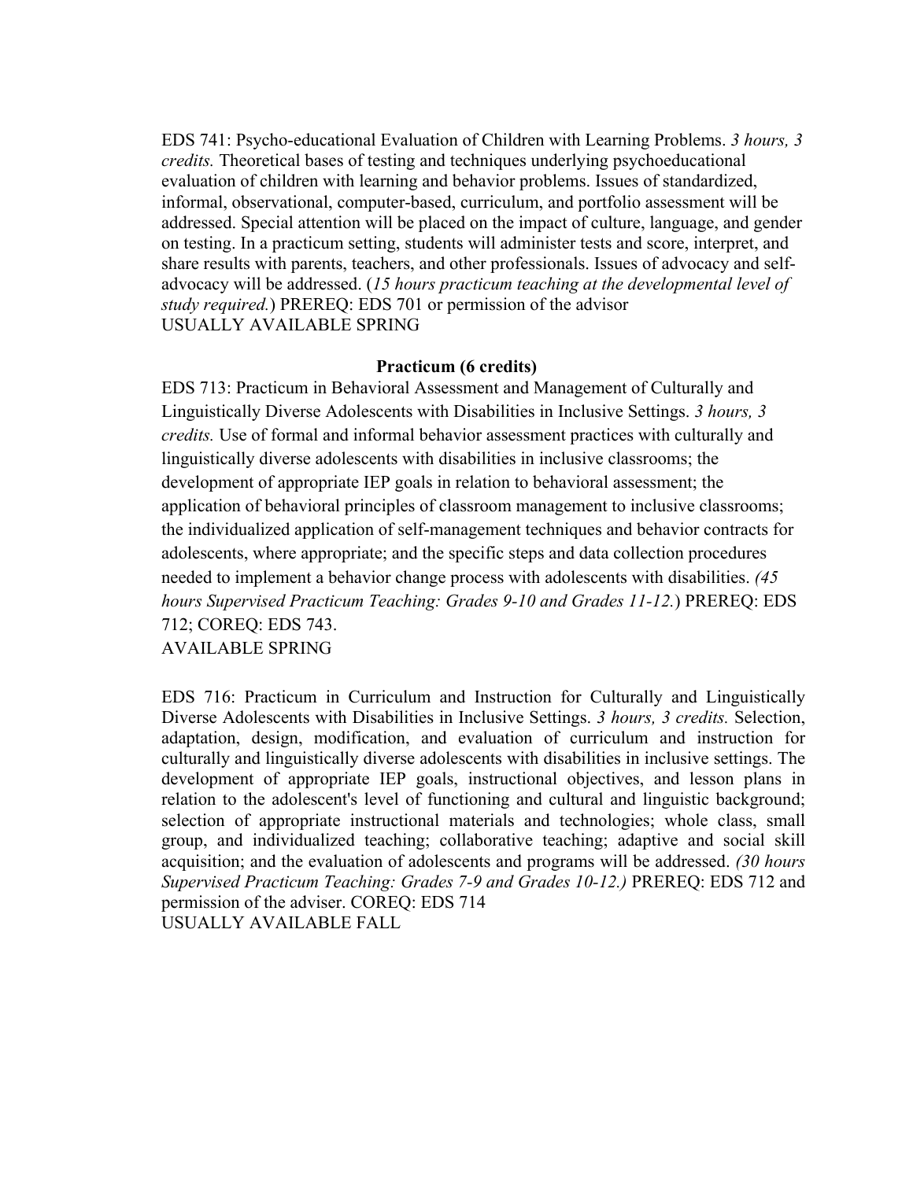EDS 741: Psycho-educational Evaluation of Children with Learning Problems. *3 hours, 3 credits.* Theoretical bases of testing and techniques underlying psychoeducational evaluation of children with learning and behavior problems. Issues of standardized, informal, observational, computer-based, curriculum, and portfolio assessment will be addressed. Special attention will be placed on the impact of culture, language, and gender on testing. In a practicum setting, students will administer tests and score, interpret, and share results with parents, teachers, and other professionals. Issues of advocacy and self-advocacy will be addressed. (*15 hours practicum teaching at the developmental level of study required.*) PREREQ: EDS 701 or permission of the advisor
USUALLY AVAILABLE SPRING

**Practicum (6 credits)**

EDS 713: Practicum in Behavioral Assessment and Management of Culturally and Linguistically Diverse Adolescents with Disabilities in Inclusive Settings. *3 hours, 3 credits.* Use of formal and informal behavior assessment practices with culturally and linguistically diverse adolescents with disabilities in inclusive classrooms; the development of appropriate IEP goals in relation to behavioral assessment; the application of behavioral principles of classroom management to inclusive classrooms; the individualized application of self-management techniques and behavior contracts for adolescents, where appropriate; and the specific steps and data collection procedures needed to implement a behavior change process with adolescents with disabilities. *(45 hours Supervised Practicum Teaching: Grades 9-10 and Grades 11-12.*) PREREQ: EDS 712; COREQ: EDS 743.
AVAILABLE SPRING

EDS 716: Practicum in Curriculum and Instruction for Culturally and Linguistically Diverse Adolescents with Disabilities in Inclusive Settings. *3 hours, 3 credits.* Selection, adaptation, design, modification, and evaluation of curriculum and instruction for culturally and linguistically diverse adolescents with disabilities in inclusive settings. The development of appropriate IEP goals, instructional objectives, and lesson plans in relation to the adolescent's level of functioning and cultural and linguistic background; selection of appropriate instructional materials and technologies; whole class, small group, and individualized teaching; collaborative teaching; adaptive and social skill acquisition; and the evaluation of adolescents and programs will be addressed. *(30 hours Supervised Practicum Teaching: Grades 7-9 and Grades 10-12.)* PREREQ: EDS 712 and permission of the adviser. COREQ: EDS 714
USUALLY AVAILABLE FALL